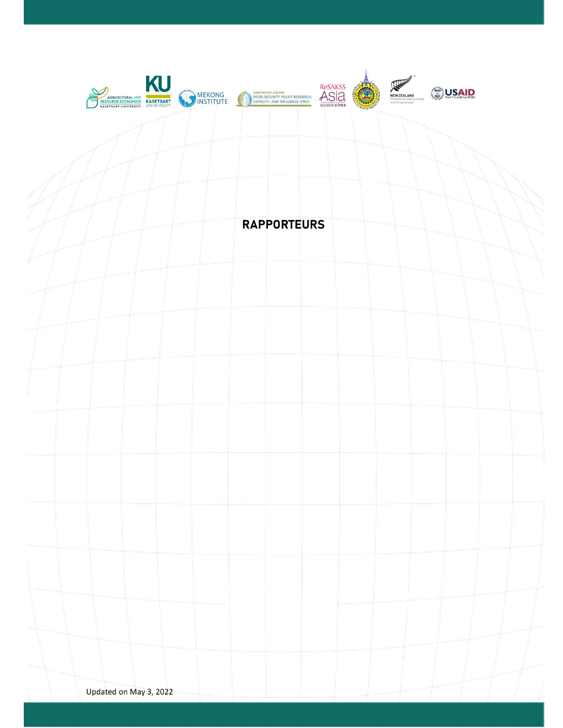# RAPPORTEURS

Updated on May 3, 2022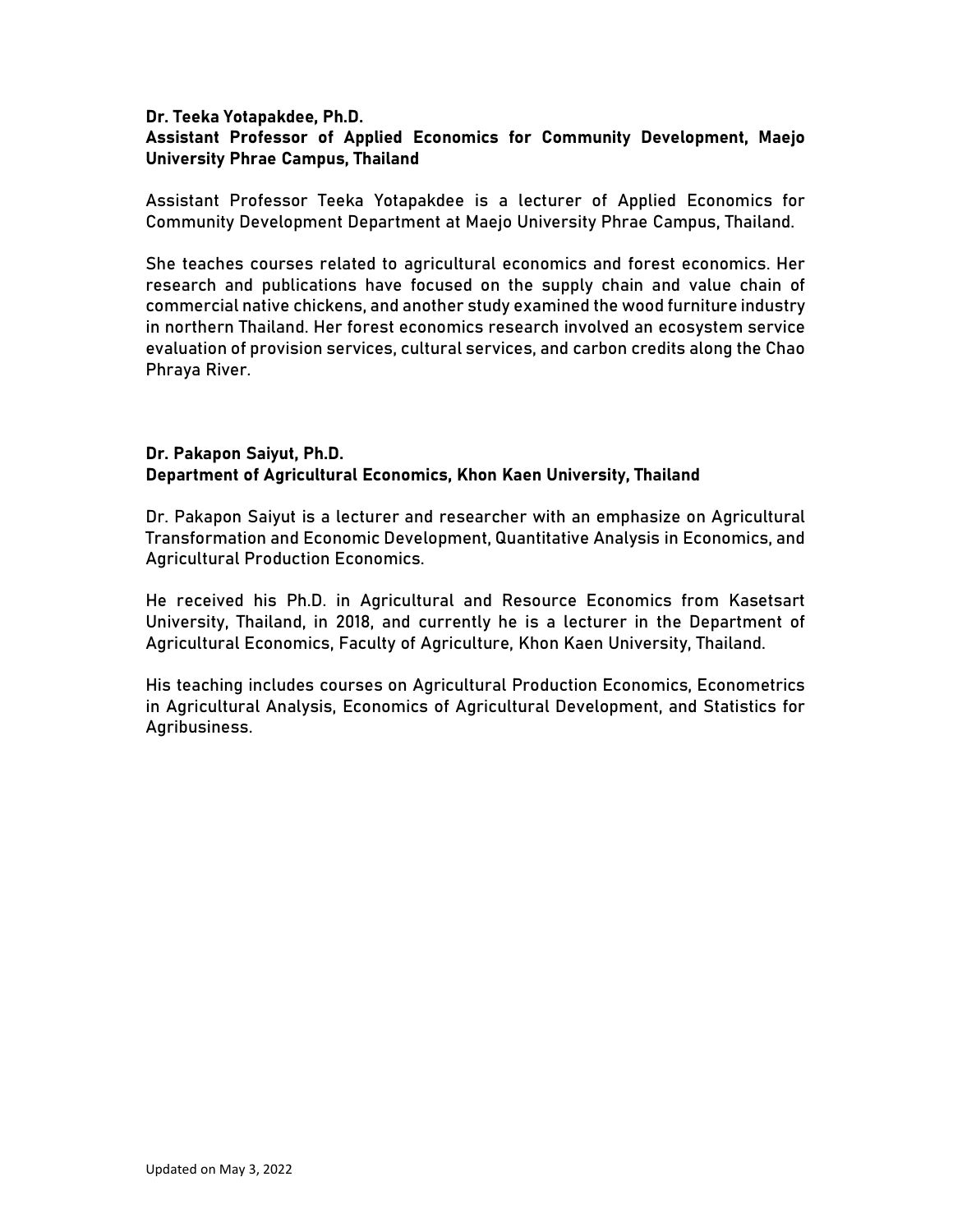**Dr. Teeka Yotapakdee, Ph.D.**
**Assistant Professor of Applied Economics for Community Development, Maejo University Phrae Campus, Thailand**

Assistant Professor Teeka Yotapakdee is a lecturer of Applied Economics for Community Development Department at Maejo University Phrae Campus, Thailand.

She teaches courses related to agricultural economics and forest economics. Her research and publications have focused on the supply chain and value chain of commercial native chickens, and another study examined the wood furniture industry in northern Thailand. Her forest economics research involved an ecosystem service evaluation of provision services, cultural services, and carbon credits along the Chao Phraya River.

**Dr. Pakapon Saiyut, Ph.D.**
**Department of Agricultural Economics, Khon Kaen University, Thailand**

Dr. Pakapon Saiyut is a lecturer and researcher with an emphasize on Agricultural Transformation and Economic Development, Quantitative Analysis in Economics, and Agricultural Production Economics.

He received his Ph.D. in Agricultural and Resource Economics from Kasetsart University, Thailand, in 2018, and currently he is a lecturer in the Department of Agricultural Economics, Faculty of Agriculture, Khon Kaen University, Thailand.

His teaching includes courses on Agricultural Production Economics, Econometrics in Agricultural Analysis, Economics of Agricultural Development, and Statistics for Agribusiness.

Updated on May 3, 2022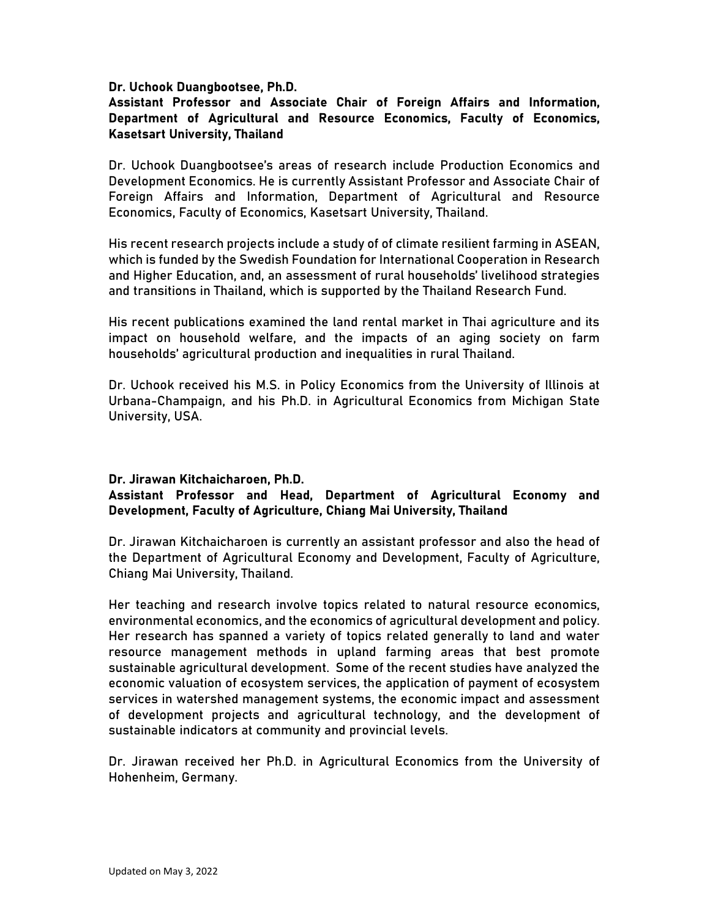**Dr. Uchook Duangbootsee, Ph.D.**

**Assistant Professor and Associate Chair of Foreign Affairs and Information, Department of Agricultural and Resource Economics, Faculty of Economics, Kasetsart University, Thailand**

Dr. Uchook Duangbootsee's areas of research include Production Economics and Development Economics. He is currently Assistant Professor and Associate Chair of Foreign Affairs and Information, Department of Agricultural and Resource Economics, Faculty of Economics, Kasetsart University, Thailand.

His recent research projects include a study of of climate resilient farming in ASEAN, which is funded by the Swedish Foundation for International Cooperation in Research and Higher Education, and, an assessment of rural households' livelihood strategies and transitions in Thailand, which is supported by the Thailand Research Fund.

His recent publications examined the land rental market in Thai agriculture and its impact on household welfare, and the impacts of an aging society on farm households' agricultural production and inequalities in rural Thailand.

Dr. Uchook received his M.S. in Policy Economics from the University of Illinois at Urbana-Champaign, and his Ph.D. in Agricultural Economics from Michigan State University, USA.

**Dr. Jirawan Kitchaicharoen, Ph.D.**

**Assistant Professor and Head, Department of Agricultural Economy and Development, Faculty of Agriculture, Chiang Mai University, Thailand**

Dr. Jirawan Kitchaicharoen is currently an assistant professor and also the head of the Department of Agricultural Economy and Development, Faculty of Agriculture, Chiang Mai University, Thailand.

Her teaching and research involve topics related to natural resource economics, environmental economics, and the economics of agricultural development and policy. Her research has spanned a variety of topics related generally to land and water resource management methods in upland farming areas that best promote sustainable agricultural development. Some of the recent studies have analyzed the economic valuation of ecosystem services, the application of payment of ecosystem services in watershed management systems, the economic impact and assessment of development projects and agricultural technology, and the development of sustainable indicators at community and provincial levels.

Dr. Jirawan received her Ph.D. in Agricultural Economics from the University of Hohenheim, Germany.

Updated on May 3, 2022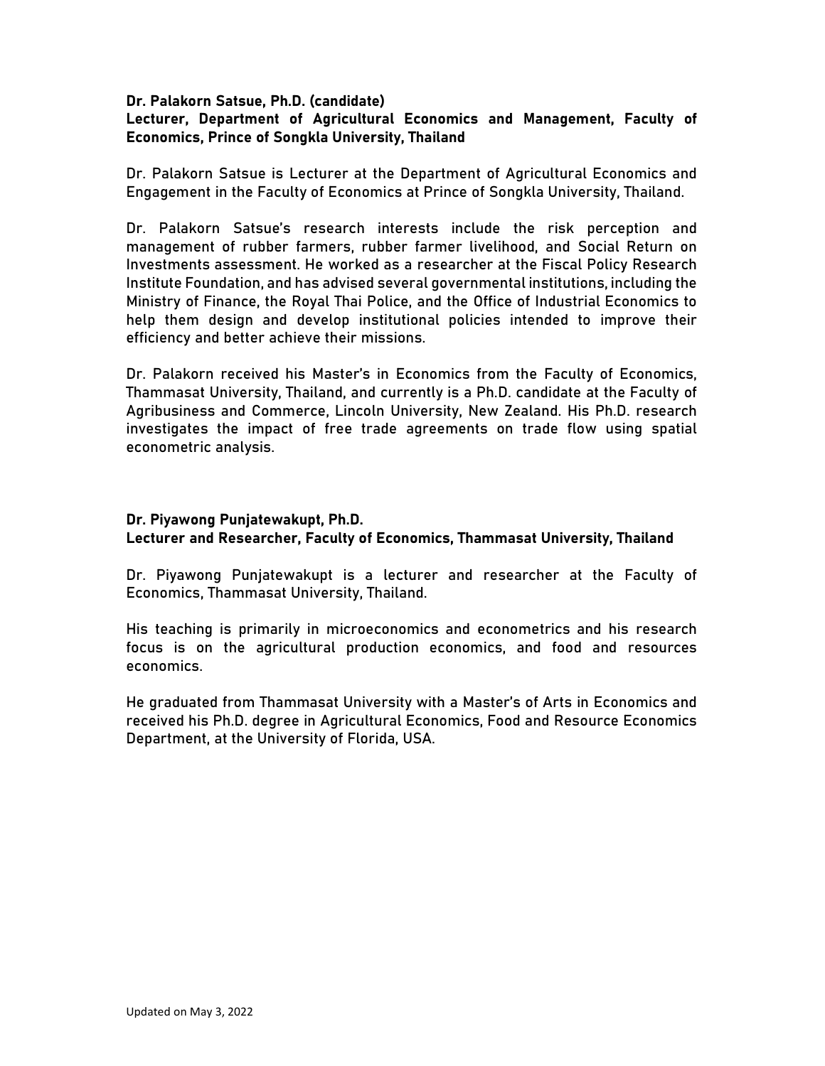**Dr. Palakorn Satsue, Ph.D. (candidate)**
**Lecturer, Department of Agricultural Economics and Management, Faculty of Economics, Prince of Songkla University, Thailand**

Dr. Palakorn Satsue is Lecturer at the Department of Agricultural Economics and Engagement in the Faculty of Economics at Prince of Songkla University, Thailand.

Dr. Palakorn Satsue's research interests include the risk perception and management of rubber farmers, rubber farmer livelihood, and Social Return on Investments assessment. He worked as a researcher at the Fiscal Policy Research Institute Foundation, and has advised several governmental institutions, including the Ministry of Finance, the Royal Thai Police, and the Office of Industrial Economics to help them design and develop institutional policies intended to improve their efficiency and better achieve their missions.

Dr. Palakorn received his Master's in Economics from the Faculty of Economics, Thammasat University, Thailand, and currently is a Ph.D. candidate at the Faculty of Agribusiness and Commerce, Lincoln University, New Zealand. His Ph.D. research investigates the impact of free trade agreements on trade flow using spatial econometric analysis.

**Dr. Piyawong Punjatewakupt, Ph.D.**
**Lecturer and Researcher, Faculty of Economics, Thammasat University, Thailand**

Dr. Piyawong Punjatewakupt is a lecturer and researcher at the Faculty of Economics, Thammasat University, Thailand.

His teaching is primarily in microeconomics and econometrics and his research focus is on the agricultural production economics, and food and resources economics.

He graduated from Thammasat University with a Master's of Arts in Economics and received his Ph.D. degree in Agricultural Economics, Food and Resource Economics Department, at the University of Florida, USA.

Updated on May 3, 2022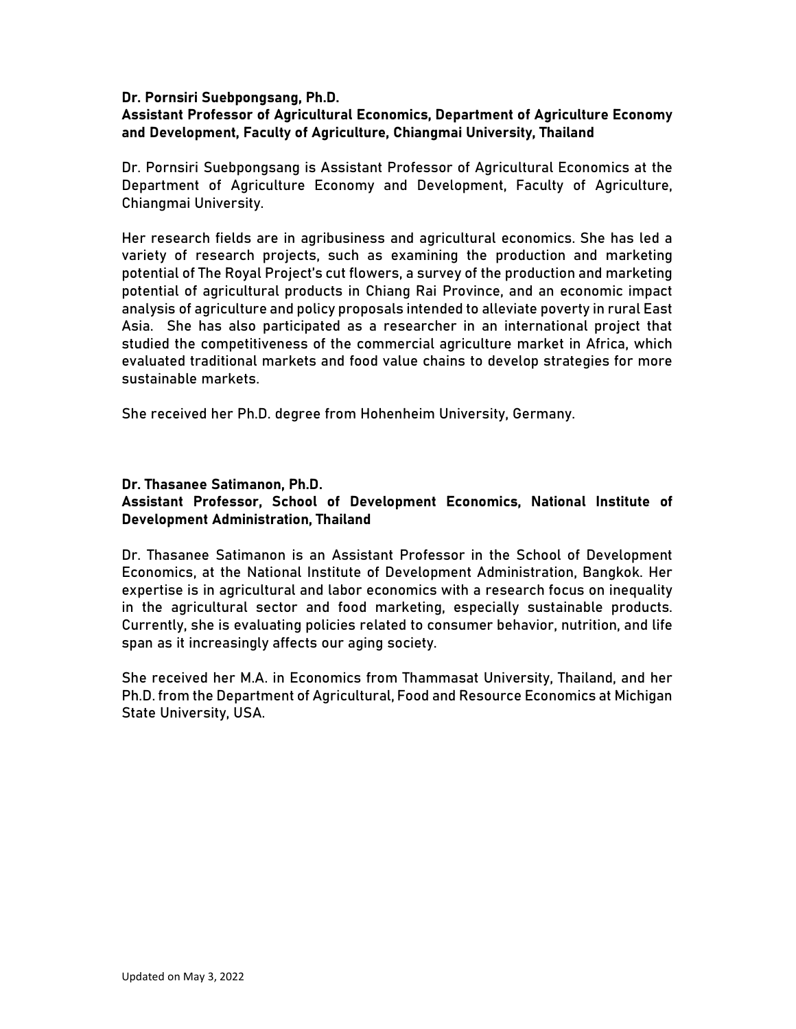**Dr. Pornsiri Suebpongsang, Ph.D.**
**Assistant Professor of Agricultural Economics, Department of Agriculture Economy and Development, Faculty of Agriculture, Chiangmai University, Thailand**

Dr. Pornsiri Suebpongsang is Assistant Professor of Agricultural Economics at the Department of Agriculture Economy and Development, Faculty of Agriculture, Chiangmai University.

Her research fields are in agribusiness and agricultural economics. She has led a variety of research projects, such as examining the production and marketing potential of The Royal Project's cut flowers, a survey of the production and marketing potential of agricultural products in Chiang Rai Province, and an economic impact analysis of agriculture and policy proposals intended to alleviate poverty in rural East Asia. She has also participated as a researcher in an international project that studied the competitiveness of the commercial agriculture market in Africa, which evaluated traditional markets and food value chains to develop strategies for more sustainable markets.

She received her Ph.D. degree from Hohenheim University, Germany.

**Dr. Thasanee Satimanon, Ph.D.**
**Assistant Professor, School of Development Economics, National Institute of Development Administration, Thailand**

Dr. Thasanee Satimanon is an Assistant Professor in the School of Development Economics, at the National Institute of Development Administration, Bangkok. Her expertise is in agricultural and labor economics with a research focus on inequality in the agricultural sector and food marketing, especially sustainable products. Currently, she is evaluating policies related to consumer behavior, nutrition, and life span as it increasingly affects our aging society.

She received her M.A. in Economics from Thammasat University, Thailand, and her Ph.D. from the Department of Agricultural, Food and Resource Economics at Michigan State University, USA.

Updated on May 3, 2022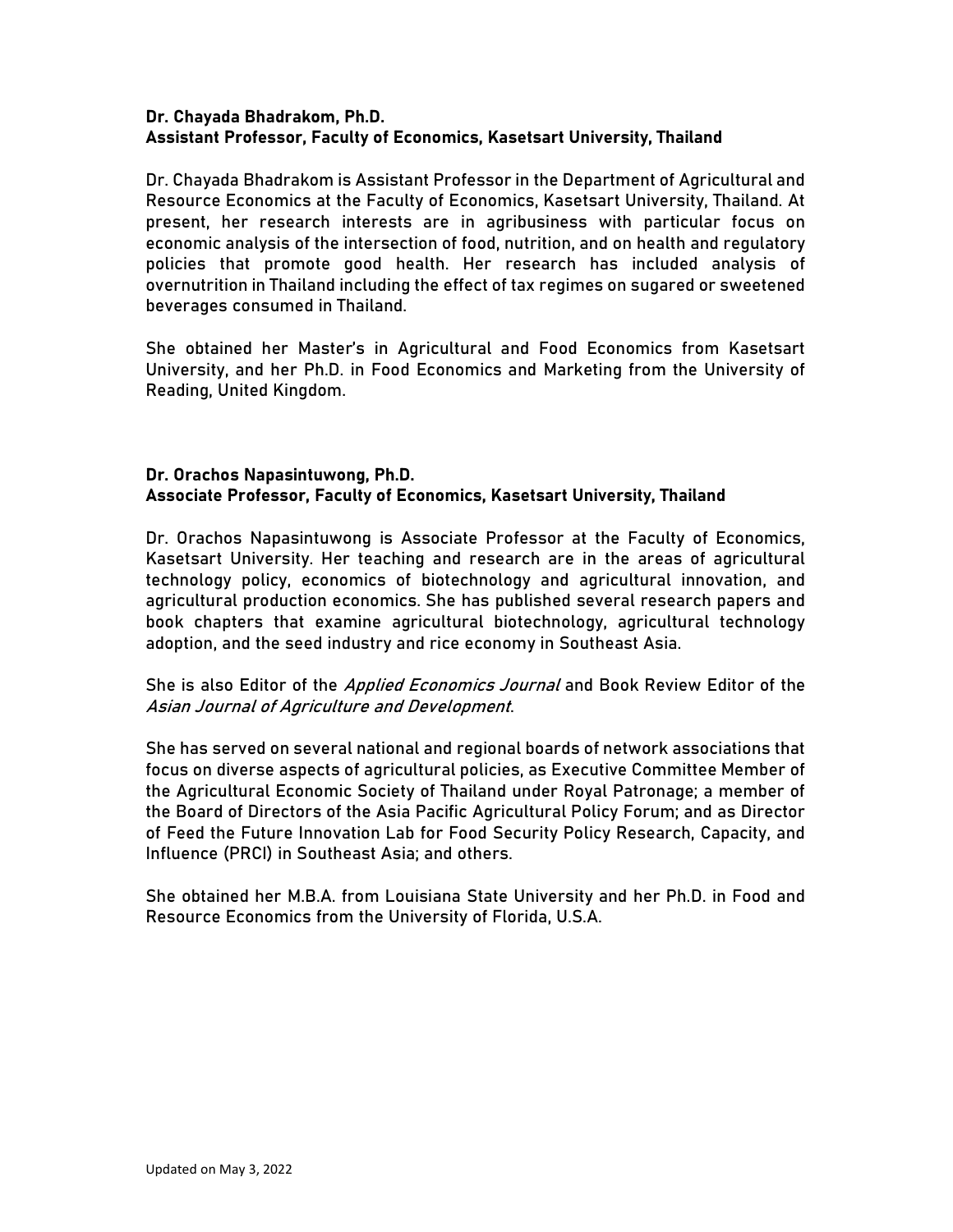**Dr. Chayada Bhadrakom, Ph.D.**
**Assistant Professor, Faculty of Economics, Kasetsart University, Thailand**

Dr. Chayada Bhadrakom is Assistant Professor in the Department of Agricultural and Resource Economics at the Faculty of Economics, Kasetsart University, Thailand. At present, her research interests are in agribusiness with particular focus on economic analysis of the intersection of food, nutrition, and on health and regulatory policies that promote good health. Her research has included analysis of overnutrition in Thailand including the effect of tax regimes on sugared or sweetened beverages consumed in Thailand.

She obtained her Master's in Agricultural and Food Economics from Kasetsart University, and her Ph.D. in Food Economics and Marketing from the University of Reading, United Kingdom.

**Dr. Orachos Napasintuwong, Ph.D.**
**Associate Professor, Faculty of Economics, Kasetsart University, Thailand**

Dr. Orachos Napasintuwong is Associate Professor at the Faculty of Economics, Kasetsart University. Her teaching and research are in the areas of agricultural technology policy, economics of biotechnology and agricultural innovation, and agricultural production economics. She has published several research papers and book chapters that examine agricultural biotechnology, agricultural technology adoption, and the seed industry and rice economy in Southeast Asia.

She is also Editor of the *Applied Economics Journal* and Book Review Editor of the *Asian Journal of Agriculture and Development*.

She has served on several national and regional boards of network associations that focus on diverse aspects of agricultural policies, as Executive Committee Member of the Agricultural Economic Society of Thailand under Royal Patronage; a member of the Board of Directors of the Asia Pacific Agricultural Policy Forum; and as Director of Feed the Future Innovation Lab for Food Security Policy Research, Capacity, and Influence (PRCI) in Southeast Asia; and others.

She obtained her M.B.A. from Louisiana State University and her Ph.D. in Food and Resource Economics from the University of Florida, U.S.A.

Updated on May 3, 2022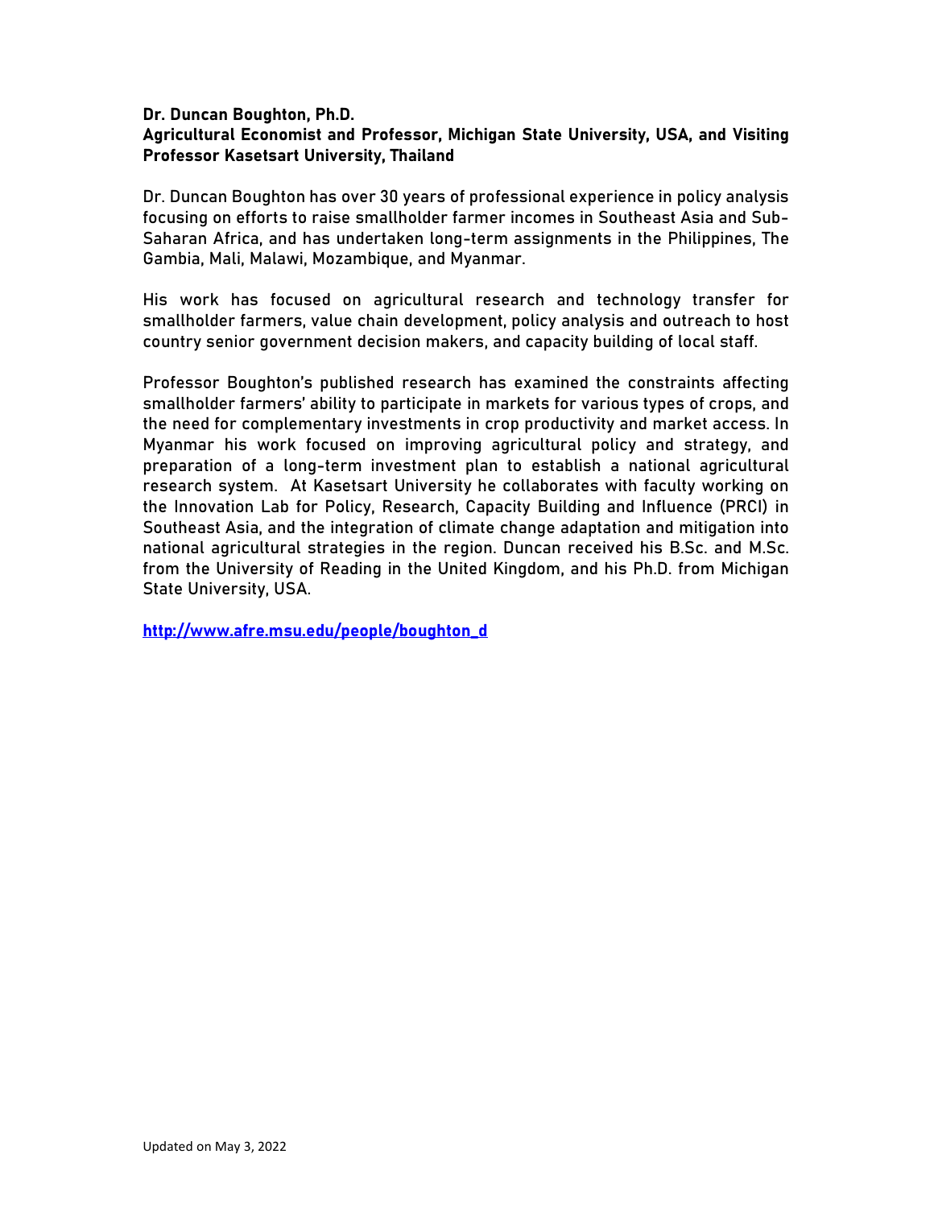**Dr. Duncan Boughton, Ph.D.**
**Agricultural Economist and Professor, Michigan State University, USA, and Visiting Professor Kasetsart University, Thailand**

Dr. Duncan Boughton has over 30 years of professional experience in policy analysis focusing on efforts to raise smallholder farmer incomes in Southeast Asia and Sub-Saharan Africa, and has undertaken long-term assignments in the Philippines, The Gambia, Mali, Malawi, Mozambique, and Myanmar.

His work has focused on agricultural research and technology transfer for smallholder farmers, value chain development, policy analysis and outreach to host country senior government decision makers, and capacity building of local staff.

Professor Boughton's published research has examined the constraints affecting smallholder farmers' ability to participate in markets for various types of crops, and the need for complementary investments in crop productivity and market access. In Myanmar his work focused on improving agricultural policy and strategy, and preparation of a long-term investment plan to establish a national agricultural research system. At Kasetsart University he collaborates with faculty working on the Innovation Lab for Policy, Research, Capacity Building and Influence (PRCI) in Southeast Asia, and the integration of climate change adaptation and mitigation into national agricultural strategies in the region. Duncan received his B.Sc. and M.Sc. from the University of Reading in the United Kingdom, and his Ph.D. from Michigan State University, USA.

**http://www.afre.msu.edu/people/boughton_d**

Updated on May 3, 2022